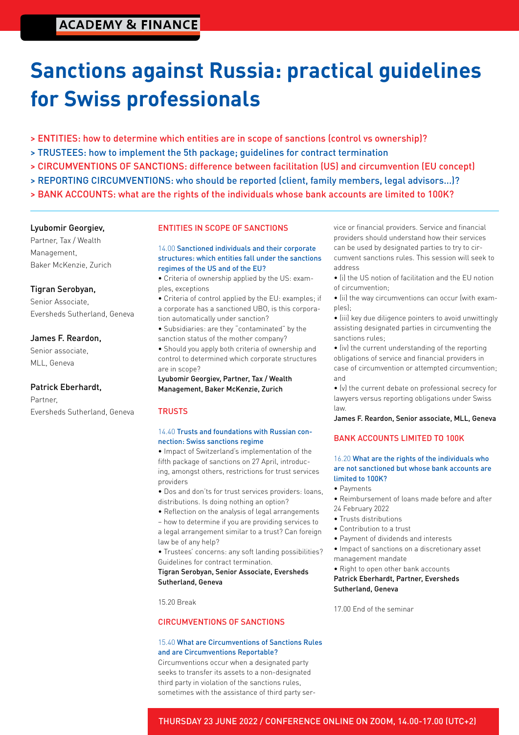ACADEMY & FINANCE

# Sanctions against Russia: practical guidelines for Swiss professionals

> ENTITIES: how to determine which entities are in scope of sanctions (control vs ownership)?
> TRUSTEES: how to implement the 5th package; guidelines for contract termination
> CIRCUMVENTIONS OF SANCTIONS: difference between facilitation (US) and circumvention (EU concept)
> REPORTING CIRCUMVENTIONS: who should be reported (client, family members, legal advisors...)?
> BANK ACCOUNTS: what are the rights of the individuals whose bank accounts are limited to 100K?

**Lyubomir Georgiev,**
Partner, Tax / Wealth Management,
Baker McKenzie, Zurich

**Tigran Serobyan,**
Senior Associate,
Eversheds Sutherland, Geneva

**James F. Reardon,**
Senior associate,
MLL, Geneva

**Patrick Eberhardt,**
Partner,
Eversheds Sutherland, Geneva

## ENTITIES IN SCOPE OF SANCTIONS

### 14.00 Sanctioned individuals and their corporate structures: which entities fall under the sanctions regimes of the US and of the EU?

- Criteria of ownership applied by the US: examples, exceptions
- Criteria of control applied by the EU: examples; if a corporate has a sanctioned UBO, is this corporation automatically under sanction?
- Subsidiaries: are they "contaminated" by the sanction status of the mother company?
- Should you apply both criteria of ownership and control to determined which corporate structures are in scope?

Lyubomir Georgiev, Partner, Tax / Wealth Management, Baker McKenzie, Zurich

## TRUSTS

### 14.40 Trusts and foundations with Russian connection: Swiss sanctions regime

- Impact of Switzerland's implementation of the fifth package of sanctions on 27 April, introducing, amongst others, restrictions for trust services providers
- Dos and don'ts for trust services providers: loans, distributions. Is doing nothing an option?
- Reflection on the analysis of legal arrangements – how to determine if you are providing services to a legal arrangement similar to a trust? Can foreign law be of any help?
- Trustees' concerns: any soft landing possibilities? Guidelines for contract termination.

Tigran Serobyan, Senior Associate, Eversheds Sutherland, Geneva

15.20 Break

## CIRCUMVENTIONS OF SANCTIONS

### 15.40 What are Circumventions of Sanctions Rules and are Circumventions Reportable?

Circumventions occur when a designated party seeks to transfer its assets to a non-designated third party in violation of the sanctions rules, sometimes with the assistance of third party service or financial providers. Service and financial providers should understand how their services can be used by designated parties to try to circumvent sanctions rules. This session will seek to address

- (i) the US notion of facilitation and the EU notion of circumvention;
- (ii) the way circumventions can occur (with examples);
- (iii) key due diligence pointers to avoid unwittingly assisting designated parties in circumventing the sanctions rules;
- (iv) the current understanding of the reporting obligations of service and financial providers in case of circumvention or attempted circumvention; and
- (v) the current debate on professional secrecy for lawyers versus reporting obligations under Swiss law.

James F. Reardon, Senior associate, MLL, Geneva

## BANK ACCOUNTS LIMITED TO 100K

### 16.20 What are the rights of the individuals who are not sanctioned but whose bank accounts are limited to 100K?

- Payments
- Reimbursement of loans made before and after 24 February 2022
- Trusts distributions
- Contribution to a trust
- Payment of dividends and interests
- Impact of sanctions on a discretionary asset management mandate
- Right to open other bank accounts

Patrick Eberhardt, Partner, Eversheds Sutherland, Geneva

17.00 End of the seminar

THURSDAY 23 JUNE 2022 / CONFERENCE ONLINE ON ZOOM, 14.00-17.00 (UTC+2)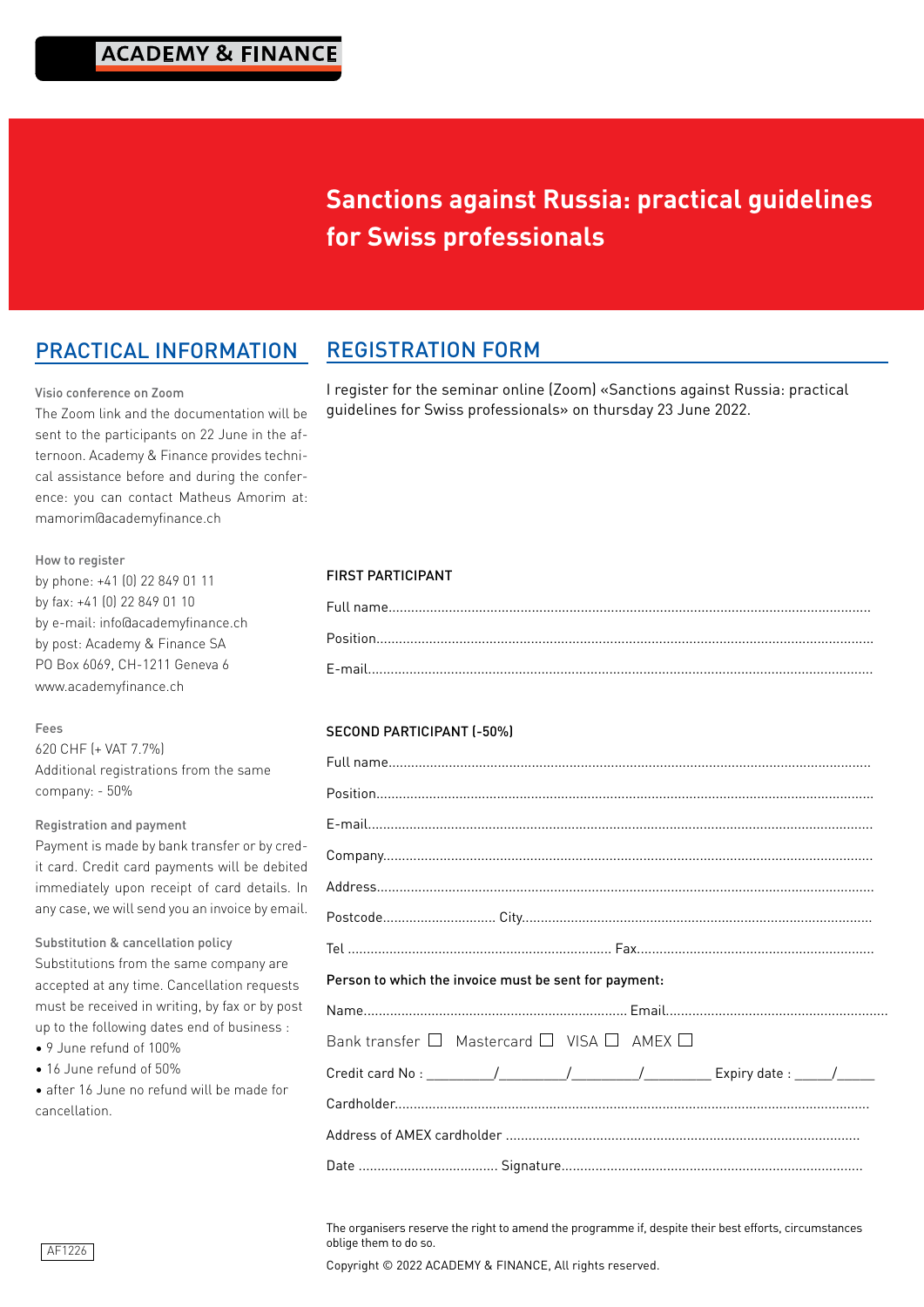ACADEMY & FINANCE

# Sanctions against Russia: practical guidelines for Swiss professionals

## PRACTICAL INFORMATION

**Visio conference on Zoom**

The Zoom link and the documentation will be sent to the participants on 22 June in the afternoon. Academy & Finance provides technical assistance before and during the conference: you can contact Matheus Amorim at: mamorim@academyfinance.ch

**How to register**

by phone: +41 (0) 22 849 01 11
by fax: +41 (0) 22 849 01 10
by e-mail: info@academyfinance.ch
by post: Academy & Finance SA
PO Box 6069, CH-1211 Geneva 6
www.academyfinance.ch

**Fees**

620 CHF (+ VAT 7.7%)
Additional registrations from the same company: - 50%

**Registration and payment**

Payment is made by bank transfer or by credit card. Credit card payments will be debited immediately upon receipt of card details. In any case, we will send you an invoice by email.

**Substitution & cancellation policy**

Substitutions from the same company are accepted at any time. Cancellation requests must be received in writing, by fax or by post up to the following dates end of business :

- 9 June refund of 100%
- 16 June refund of 50%
- after 16 June no refund will be made for cancellation.

AF1226

## REGISTRATION FORM

I register for the seminar online (Zoom) «Sanctions against Russia: practical guidelines for Swiss professionals» on thursday 23 June 2022.

**FIRST PARTICIPANT**

Full name..........................................................................

Position..........................................................................

E-mail..........................................................................

**SECOND PARTICIPANT (-50%)**

Full name..........................................................................

Position..........................................................................

E-mail..........................................................................

Company..........................................................................

Address..........................................................................

Postcode............................. City..........................................................................

Tel ...................................................................... Fax..........................................................................

**Person to which the invoice must be sent for payment:**

Name...................................................................... Email..........................................................................

Bank transfer ☐ Mastercard ☐ VISA ☐ AMEX ☐

Credit card No : _________/_________/_________/_________ Expiry date : _____/_____

Cardholder..........................................................................

Address of AMEX cardholder ..........................................................................

Date ..................................... Signature..........................................................................

The organisers reserve the right to amend the programme if, despite their best efforts, circumstances oblige them to do so.

Copyright © 2022 ACADEMY & FINANCE, All rights reserved.